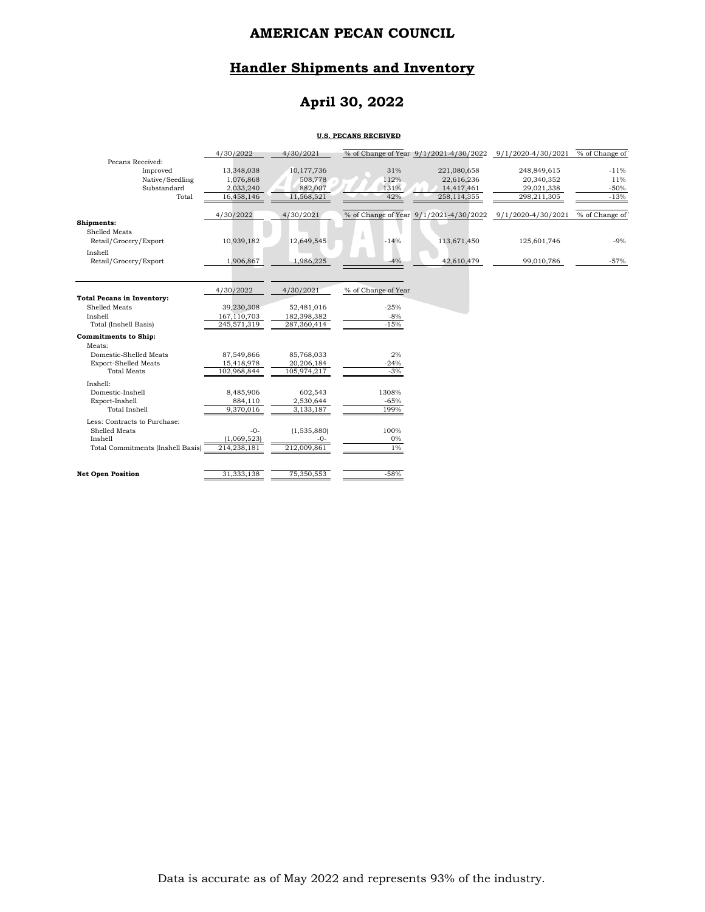# AMERICAN PECAN COUNCIL

## Handler Shipments and Inventory

## April 30, 2022

**U.S. PECANS RECEIVED**

| | 4/30/2022 | 4/30/2021 | % of Change of Year | 9/1/2021-4/30/2022 | 9/1/2020-4/30/2021 | % of Change of |
|---|---|---|---|---|---|---|
| Pecans Received: | | | | | | |
| Improved | 13,348,038 | 10,177,736 | 31% | 221,080,658 | 248,849,615 | -11% |
| Native/Seedling | 1,076,868 | 508,778 | 112% | 22,616,236 | 20,340,352 | 11% |
| Substandard | 2,033,240 | 882,007 | 131% | 14,417,461 | 29,021,338 | -50% |
| Total | 16,458,146 | 11,568,521 | 42% | 258,114,355 | 298,211,305 | -13% |

| | 4/30/2022 | 4/30/2021 | % of Change of Year | 9/1/2021-4/30/2022 | 9/1/2020-4/30/2021 | % of Change of |
|---|---|---|---|---|---|---|
| **Shipments:** | | | | | | |
| Shelled Meats | | | | | | |
| Retail/Grocery/Export | 10,939,182 | 12,649,545 | -14% | 113,671,450 | 125,601,746 | -9% |
| Inshell | | | | | | |
| Retail/Grocery/Export | 1,906,867 | 1,986,225 | -4% | 42,610,479 | 99,010,786 | -57% |

| | 4/30/2022 | 4/30/2021 | % of Change of Year |
|---|---|---|---|
| **Total Pecans in Inventory:** | | | |
| Shelled Meats | 39,230,308 | 52,481,016 | -25% |
| Inshell | 167,110,703 | 182,398,382 | -8% |
| Total (Inshell Basis) | 245,571,319 | 287,360,414 | -15% |
| **Commitments to Ship:** | | | |
| Meats: | | | |
| Domestic-Shelled Meats | 87,549,866 | 85,768,033 | 2% |
| Export-Shelled Meats | 15,418,978 | 20,206,184 | -24% |
| Total Meats | 102,968,844 | 105,974,217 | -3% |
| Inshell: | | | |
| Domestic-Inshell | 8,485,906 | 602,543 | 1308% |
| Export-Inshell | 884,110 | 2,530,644 | -65% |
| Total Inshell | 9,370,016 | 3,133,187 | 199% |
| Less: Contracts to Purchase: | | | |
| Shelled Meats | -0- | (1,535,880) | 100% |
| Inshell | (1,069,523) | -0- | 0% |
| Total Commitments (Inshell Basis) | 214,238,181 | 212,009,861 | 1% |
| **Net Open Position** | 31,333,138 | 75,350,553 | -58% |

Data is accurate as of May 2022 and represents 93% of the industry.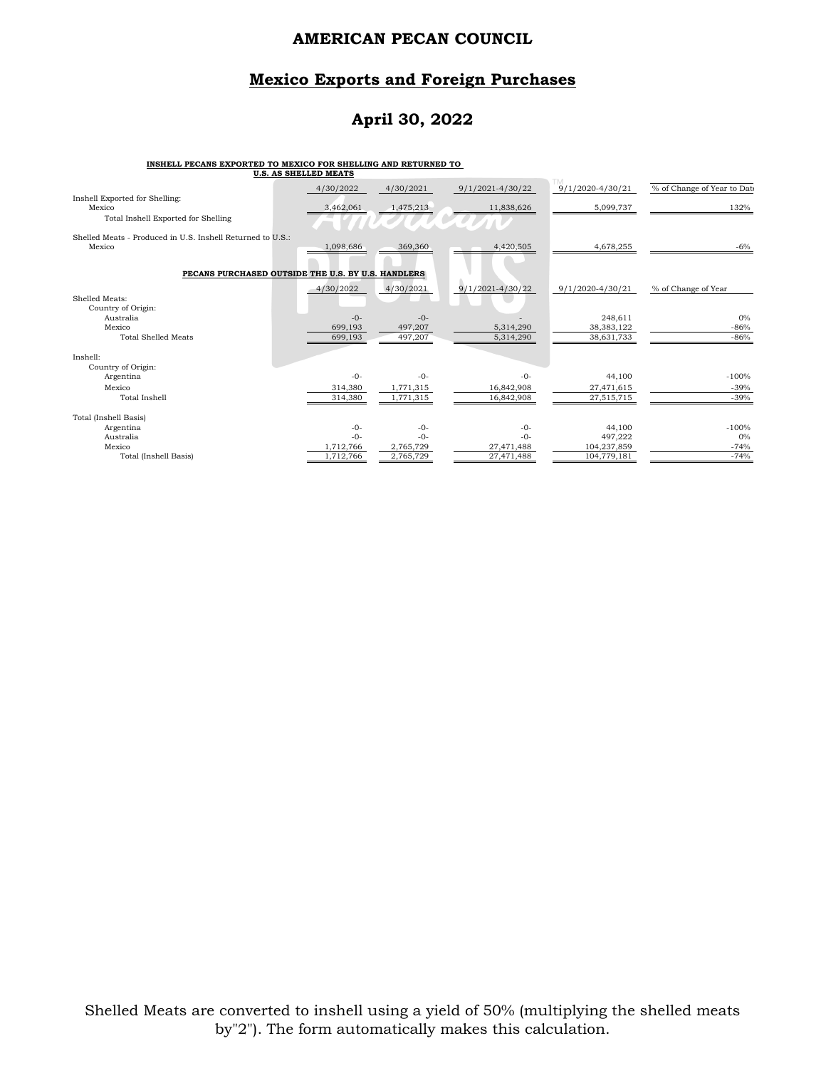# AMERICAN PECAN COUNCIL

## Mexico Exports and Foreign Purchases

## April 30, 2022

**INSHELL PECANS EXPORTED TO MEXICO FOR SHELLING AND RETURNED TO U.S. AS SHELLED MEATS**

| | 4/30/2022 | 4/30/2021 | 9/1/2021-4/30/22 | 9/1/2020-4/30/21 | % of Change of Year to Date |
|---|---|---|---|---|---|
| Inshell Exported for Shelling: | | | | | |
| Mexico | 3,462,061 | 1,475,213 | 11,838,626 | 5,099,737 | 132% |
| Total Inshell Exported for Shelling | | | | | |
| Shelled Meats - Produced in U.S. Inshell Returned to U.S.: | | | | | |
| Mexico | 1,098,686 | 369,360 | 4,420,505 | 4,678,255 | -6% |

**PECANS PURCHASED OUTSIDE THE U.S. BY U.S. HANDLERS**

| | 4/30/2022 | 4/30/2021 | 9/1/2021-4/30/22 | 9/1/2020-4/30/21 | % of Change of Year |
|---|---|---|---|---|---|
| Shelled Meats: | | | | | |
| Country of Origin: | | | | | |
| Australia | -0- | -0- | - | 248,611 | 0% |
| Mexico | 699,193 | 497,207 | 5,314,290 | 38,383,122 | -86% |
| Total Shelled Meats | 699,193 | 497,207 | 5,314,290 | 38,631,733 | -86% |
| Inshell: | | | | | |
| Country of Origin: | | | | | |
| Argentina | -0- | -0- | -0- | 44,100 | -100% |
| Mexico | 314,380 | 1,771,315 | 16,842,908 | 27,471,615 | -39% |
| Total Inshell | 314,380 | 1,771,315 | 16,842,908 | 27,515,715 | -39% |
| Total (Inshell Basis) | | | | | |
| Argentina | -0- | -0- | -0- | 44,100 | -100% |
| Australia | -0- | -0- | -0- | 497,222 | 0% |
| Mexico | 1,712,766 | 2,765,729 | 27,471,488 | 104,237,859 | -74% |
| Total (Inshell Basis) | 1,712,766 | 2,765,729 | 27,471,488 | 104,779,181 | -74% |

Shelled Meats are converted to inshell using a yield of 50% (multiplying the shelled meats by"2"). The form automatically makes this calculation.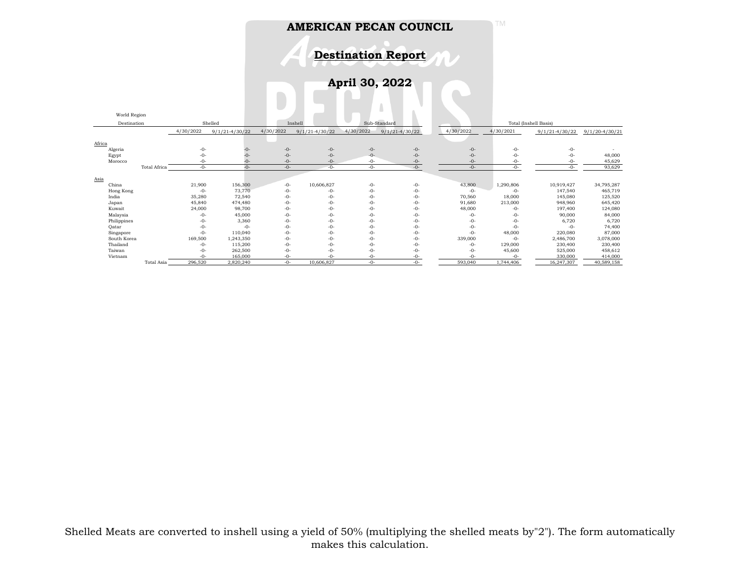# AMERICAN PECAN COUNCIL

## Destination Report

## April 30, 2022

| World Region<br>Destination | Shelled | | Inshell | | Sub-Standard | | Total (Inshell Basis) | | | |
|---|---|---|---|---|---|---|---|---|---|---|
| | 4/30/2022 | 9/1/21-4/30/22 | 4/30/2022 | 9/1/21-4/30/22 | 4/30/2022 | 9/1/21-4/30/22 | 4/30/2022 | 4/30/2021 | 9/1/21-4/30/22 | 9/1/20-4/30/21 |
| Africa | | | | | | | | | | |
| Algeria | -0- | -0- | -0- | -0- | -0- | -0- | -0- | -0- | -0- | - |
| Egypt | -0- | -0- | -0- | -0- | -0- | -0- | -0- | -0- | -0- | 48,000 |
| Morocco | -0- | -0- | -0- | -0- | -0- | -0- | -0- | -0- | -0- | 45,629 |
| Total Africa | -0- | -0- | -0- | -0- | -0- | -0- | -0- | -0- | -0- | 93,629 |
| Asia | | | | | | | | | | |
| China | 21,900 | 156,300 | -0- | 10,606,827 | -0- | -0- | 43,800 | 1,290,806 | 10,919,427 | 34,795,287 |
| Hong Kong | -0- | 73,770 | -0- | -0- | -0- | -0- | -0- | -0- | 147,540 | 465,719 |
| India | 35,280 | 72,540 | -0- | -0- | -0- | -0- | 70,560 | 18,000 | 145,080 | 125,520 |
| Japan | 45,840 | 474,480 | -0- | -0- | -0- | -0- | 91,680 | 213,000 | 948,960 | 645,420 |
| Kuwait | 24,000 | 98,700 | -0- | -0- | -0- | -0- | 48,000 | -0- | 197,400 | 124,080 |
| Malaysia | -0- | 45,000 | -0- | -0- | -0- | -0- | -0- | -0- | 90,000 | 84,000 |
| Philippines | -0- | 3,360 | -0- | -0- | -0- | -0- | -0- | -0- | 6,720 | 6,720 |
| Qatar | -0- | -0- | -0- | -0- | -0- | -0- | -0- | -0- | -0- | 74,400 |
| Singapore | -0- | 110,040 | -0- | -0- | -0- | -0- | -0- | 48,000 | 220,080 | 87,000 |
| South Korea | 169,500 | 1,243,350 | -0- | -0- | -0- | -0- | 339,000 | -0- | 2,486,700 | 3,078,000 |
| Thailand | -0- | 115,200 | -0- | -0- | -0- | -0- | -0- | 129,000 | 230,400 | 230,400 |
| Taiwan | -0- | 262,500 | -0- | -0- | -0- | -0- | -0- | 45,600 | 525,000 | 458,612 |
| Vietnam | -0- | 165,000 | -0- | -0- | -0- | -0- | -0- | -0- | 330,000 | 414,000 |
| Total Asia | 296,520 | 2,820,240 | -0- | 10,606,827 | -0- | -0- | 593,040 | 1,744,406 | 16,247,307 | 40,589,158 |

Shelled Meats are converted to inshell using a yield of 50% (multiplying the shelled meats by"2"). The form automatically makes this calculation.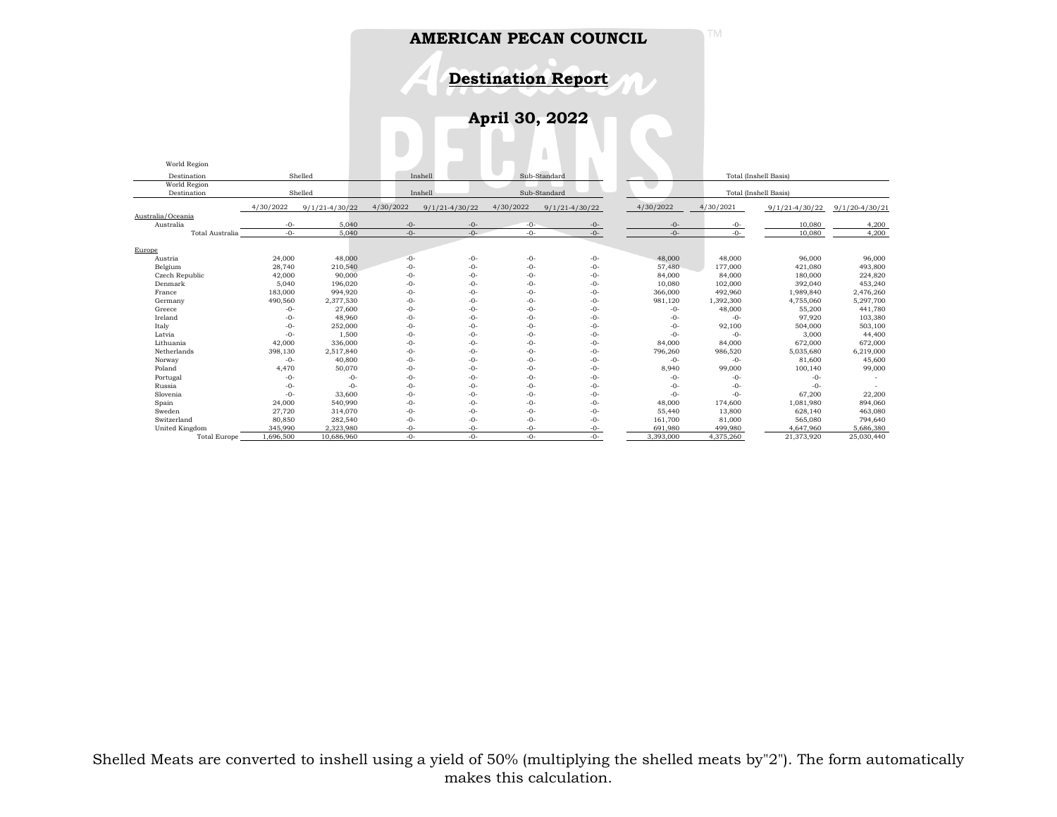# AMERICAN PECAN COUNCIL

## Destination Report

## April 30, 2022

| World Region Destination | Shelled | | Inshell | | Sub-Standard | | Total (Inshell Basis) | | | |
|---|---|---|---|---|---|---|---|---|---|---|
| | 4/30/2022 | 9/1/21-4/30/22 | 4/30/2022 | 9/1/21-4/30/22 | 4/30/2022 | 9/1/21-4/30/22 | 4/30/2022 | 4/30/2021 | 9/1/21-4/30/22 | 9/1/20-4/30/21 |
| **Australia/Oceania** | | | | | | | | | | |
| Australia | -0- | 5,040 | -0- | -0- | -0- | -0- | -0- | -0- | 10,080 | 4,200 |
| Total Australia | -0- | 5,040 | -0- | -0- | -0- | -0- | -0- | -0- | 10,080 | 4,200 |
| **Europe** | | | | | | | | | | |
| Austria | 24,000 | 48,000 | -0- | -0- | -0- | -0- | 48,000 | 48,000 | 96,000 | 96,000 |
| Belgium | 28,740 | 210,540 | -0- | -0- | -0- | -0- | 57,480 | 177,000 | 421,080 | 493,800 |
| Czech Republic | 42,000 | 90,000 | -0- | -0- | -0- | -0- | 84,000 | 84,000 | 180,000 | 224,820 |
| Denmark | 5,040 | 196,020 | -0- | -0- | -0- | -0- | 10,080 | 102,000 | 392,040 | 453,240 |
| France | 183,000 | 994,920 | -0- | -0- | -0- | -0- | 366,000 | 492,960 | 1,989,840 | 2,476,260 |
| Germany | 490,560 | 2,377,530 | -0- | -0- | -0- | -0- | 981,120 | 1,392,300 | 4,755,060 | 5,297,700 |
| Greece | -0- | 27,600 | -0- | -0- | -0- | -0- | -0- | 48,000 | 55,200 | 441,780 |
| Ireland | -0- | 48,960 | -0- | -0- | -0- | -0- | -0- | -0- | 97,920 | 103,380 |
| Italy | -0- | 252,000 | -0- | -0- | -0- | -0- | -0- | 92,100 | 504,000 | 503,100 |
| Latvia | -0- | 1,500 | -0- | -0- | -0- | -0- | -0- | -0- | 3,000 | 44,400 |
| Lithuania | 42,000 | 336,000 | -0- | -0- | -0- | -0- | 84,000 | 84,000 | 672,000 | 672,000 |
| Netherlands | 398,130 | 2,517,840 | -0- | -0- | -0- | -0- | 796,260 | 986,520 | 5,035,680 | 6,219,000 |
| Norway | -0- | 40,800 | -0- | -0- | -0- | -0- | -0- | -0- | 81,600 | 45,600 |
| Poland | 4,470 | 50,070 | -0- | -0- | -0- | -0- | 8,940 | 99,000 | 100,140 | 99,000 |
| Portugal | -0- | -0- | -0- | -0- | -0- | -0- | -0- | -0- | -0- | - |
| Russia | -0- | -0- | -0- | -0- | -0- | -0- | -0- | -0- | -0- | - |
| Slovenia | -0- | 33,600 | -0- | -0- | -0- | -0- | -0- | -0- | 67,200 | 22,200 |
| Spain | 24,000 | 540,990 | -0- | -0- | -0- | -0- | 48,000 | 174,600 | 1,081,980 | 894,060 |
| Sweden | 27,720 | 314,070 | -0- | -0- | -0- | -0- | 55,440 | 13,800 | 628,140 | 463,080 |
| Switzerland | 80,850 | 282,540 | -0- | -0- | -0- | -0- | 161,700 | 81,000 | 565,080 | 794,640 |
| United Kingdom | 345,990 | 2,323,980 | -0- | -0- | -0- | -0- | 691,980 | 499,980 | 4,647,960 | 5,686,380 |
| Total Europe | 1,696,500 | 10,686,960 | -0- | -0- | -0- | -0- | 3,393,000 | 4,375,260 | 21,373,920 | 25,030,440 |

Shelled Meats are converted to inshell using a yield of 50% (multiplying the shelled meats by"2"). The form automatically makes this calculation.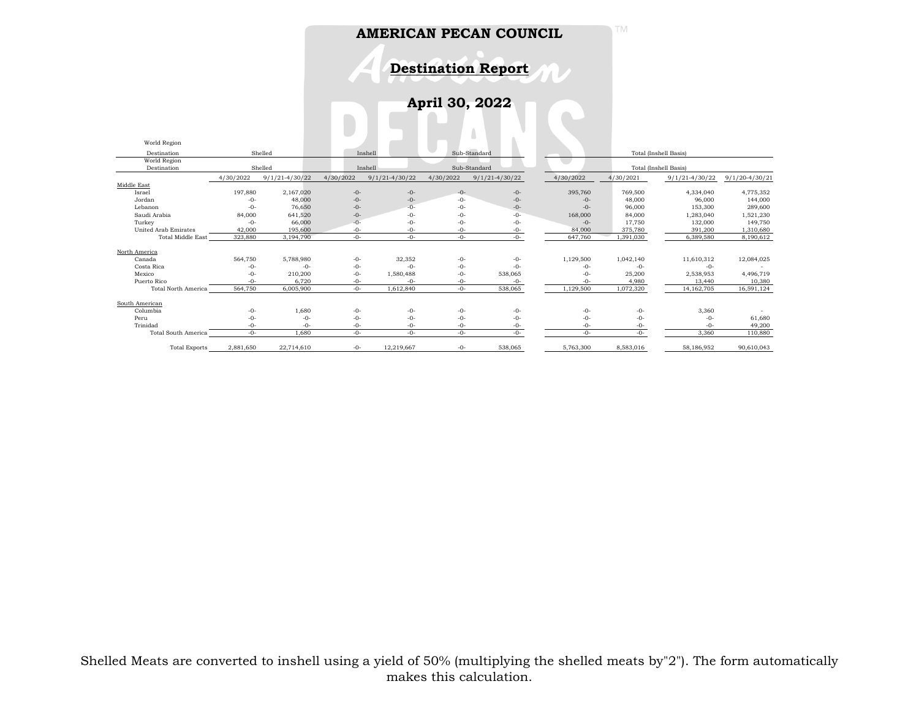# AMERICAN PECAN COUNCIL

## Destination Report

## April 30, 2022

| World Region Destination | Shelled | | Inshell | | Sub-Standard | | Total (Inshell Basis) | | | |
|---|---|---|---|---|---|---|---|---|---|---|
| | 4/30/2022 | 9/1/21-4/30/22 | 4/30/2022 | 9/1/21-4/30/22 | 4/30/2022 | 9/1/21-4/30/22 | 4/30/2022 | 4/30/2021 | 9/1/21-4/30/22 | 9/1/20-4/30/21 |
| Middle East | | | | | | | | | | |
| Israel | 197,880 | 2,167,020 | -0- | -0- | -0- | -0- | 395,760 | 769,500 | 4,334,040 | 4,775,352 |
| Jordan | -0- | 48,000 | -0- | -0- | -0- | -0- | -0- | 48,000 | 96,000 | 144,000 |
| Lebanon | -0- | 76,650 | -0- | -0- | -0- | -0- | -0- | 96,000 | 153,300 | 289,600 |
| Saudi Arabia | 84,000 | 641,520 | -0- | -0- | -0- | -0- | 168,000 | 84,000 | 1,283,040 | 1,521,230 |
| Turkey | -0- | 66,000 | -0- | -0- | -0- | -0- | -0- | 17,750 | 132,000 | 149,750 |
| United Arab Emirates | 42,000 | 195,600 | -0- | -0- | -0- | -0- | 84,000 | 375,780 | 391,200 | 1,310,680 |
| Total Middle East | 323,880 | 3,194,790 | -0- | -0- | -0- | -0- | 647,760 | 1,391,030 | 6,389,580 | 8,190,612 |
| North America | | | | | | | | | | |
| Canada | 564,750 | 5,788,980 | -0- | 32,352 | -0- | -0- | 1,129,500 | 1,042,140 | 11,610,312 | 12,084,025 |
| Costa Rica | -0- | -0- | -0- | -0- | -0- | -0- | -0- | -0- | -0- | - |
| Mexico | -0- | 210,200 | -0- | 1,580,488 | -0- | 538,065 | -0- | 25,200 | 2,538,953 | 4,496,719 |
| Puerto Rico | -0- | 6,720 | -0- | -0- | -0- | -0- | -0- | 4,980 | 13,440 | 10,380 |
| Total North America | 564,750 | 6,005,900 | -0- | 1,612,840 | -0- | 538,065 | 1,129,500 | 1,072,320 | 14,162,705 | 16,591,124 |
| South American | | | | | | | | | | |
| Columbia | -0- | 1,680 | -0- | -0- | -0- | -0- | -0- | -0- | 3,360 | - |
| Peru | -0- | -0- | -0- | -0- | -0- | -0- | -0- | -0- | -0- | 61,680 |
| Trinidad | -0- | -0- | -0- | -0- | -0- | -0- | -0- | -0- | -0- | 49,200 |
| Total South America | -0- | 1,680 | -0- | -0- | -0- | -0- | -0- | -0- | 3,360 | 110,880 |
| Total Exports | 2,881,650 | 22,714,610 | -0- | 12,219,667 | -0- | 538,065 | 5,763,300 | 8,583,016 | 58,186,952 | 90,610,043 |

Shelled Meats are converted to inshell using a yield of 50% (multiplying the shelled meats by"2"). The form automatically makes this calculation.